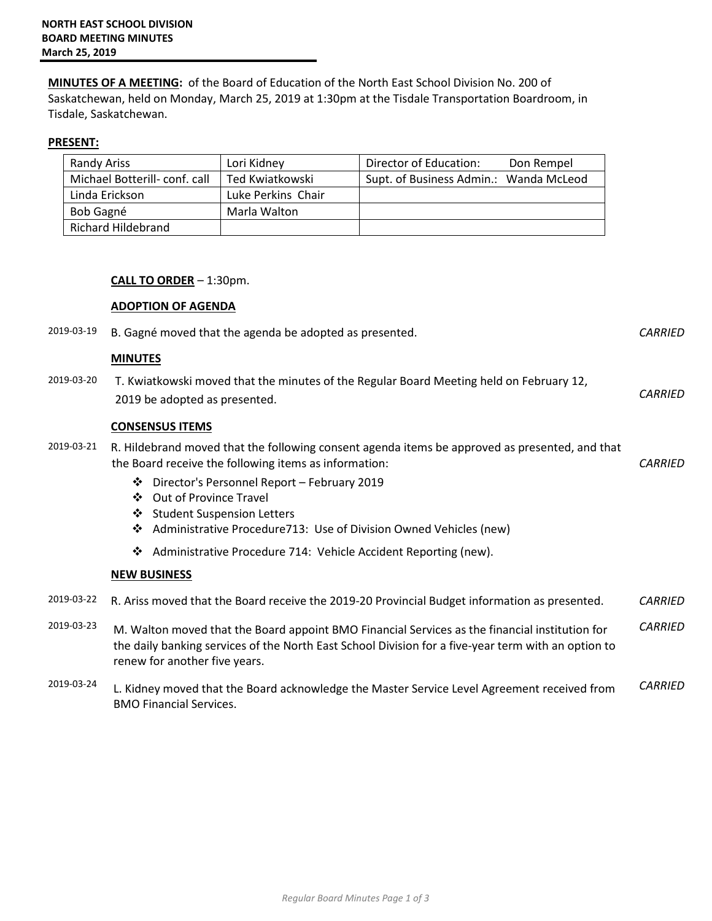**NORTH EAST SCHOOL DIVISION**
**BOARD MEETING MINUTES**
**March 25, 2019**

**MINUTES OF A MEETING:** of the Board of Education of the North East School Division No. 200 of Saskatchewan, held on Monday, March 25, 2019 at 1:30pm at the Tisdale Transportation Boardroom, in Tisdale, Saskatchewan.

**PRESENT:**

| | | |
|---|---|---|
| Randy Ariss | Lori Kidney | Director of Education: Don Rempel |
| Michael Botterill- conf. call | Ted Kwiatkowski | Supt. of Business Admin.: Wanda McLeod |
| Linda Erickson | Luke Perkins Chair | |
| Bob Gagné | Marla Walton | |
| Richard Hildebrand | | |

**CALL TO ORDER** – 1:30pm.

**ADOPTION OF AGENDA**

2019-03-19 B. Gagné moved that the agenda be adopted as presented. *CARRIED*

**MINUTES**

2019-03-20 T. Kwiatkowski moved that the minutes of the Regular Board Meeting held on February 12, 2019 be adopted as presented. *CARRIED*

**CONSENSUS ITEMS**

2019-03-21 R. Hildebrand moved that the following consent agenda items be approved as presented, and that the Board receive the following items as information: *CARRIED*

- Director's Personnel Report – February 2019
- Out of Province Travel
- Student Suspension Letters
- Administrative Procedure713: Use of Division Owned Vehicles (new)
- Administrative Procedure 714: Vehicle Accident Reporting (new).

**NEW BUSINESS**

2019-03-22 R. Ariss moved that the Board receive the 2019-20 Provincial Budget information as presented. *CARRIED*

2019-03-23 M. Walton moved that the Board appoint BMO Financial Services as the financial institution for the daily banking services of the North East School Division for a five-year term with an option to renew for another five years. *CARRIED*

2019-03-24 L. Kidney moved that the Board acknowledge the Master Service Level Agreement received from BMO Financial Services. *CARRIED*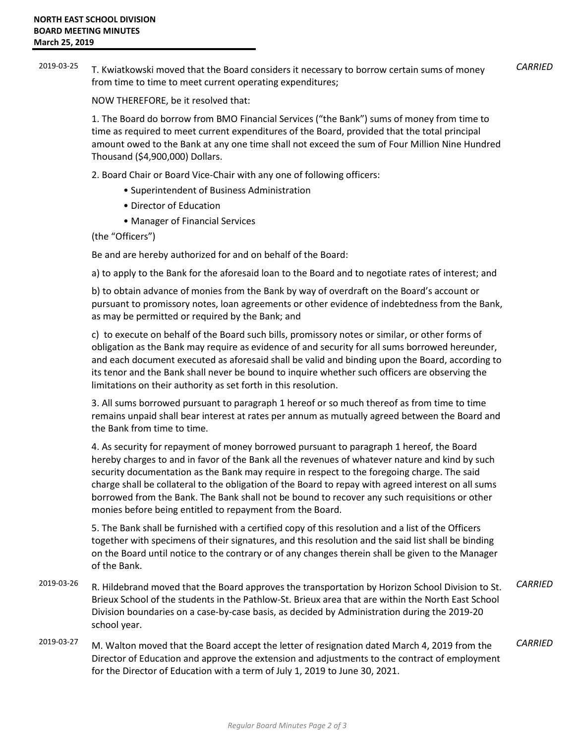**NORTH EAST SCHOOL DIVISION**
**BOARD MEETING MINUTES**
**March 25, 2019**

2019-03-25 T. Kwiatkowski moved that the Board considers it necessary to borrow certain sums of money from time to time to meet current operating expenditures; *CARRIED*

NOW THEREFORE, be it resolved that:

1. The Board do borrow from BMO Financial Services ("the Bank") sums of money from time to time as required to meet current expenditures of the Board, provided that the total principal amount owed to the Bank at any one time shall not exceed the sum of Four Million Nine Hundred Thousand ($4,900,000) Dollars.

2. Board Chair or Board Vice-Chair with any one of following officers:
   - Superintendent of Business Administration
   - Director of Education
   - Manager of Financial Services

(the "Officers")

Be and are hereby authorized for and on behalf of the Board:

a) to apply to the Bank for the aforesaid loan to the Board and to negotiate rates of interest; and

b) to obtain advance of monies from the Bank by way of overdraft on the Board's account or pursuant to promissory notes, loan agreements or other evidence of indebtedness from the Bank, as may be permitted or required by the Bank; and

c) to execute on behalf of the Board such bills, promissory notes or similar, or other forms of obligation as the Bank may require as evidence of and security for all sums borrowed hereunder, and each document executed as aforesaid shall be valid and binding upon the Board, according to its tenor and the Bank shall never be bound to inquire whether such officers are observing the limitations on their authority as set forth in this resolution.

3. All sums borrowed pursuant to paragraph 1 hereof or so much thereof as from time to time remains unpaid shall bear interest at rates per annum as mutually agreed between the Board and the Bank from time to time.

4. As security for repayment of money borrowed pursuant to paragraph 1 hereof, the Board hereby charges to and in favor of the Bank all the revenues of whatever nature and kind by such security documentation as the Bank may require in respect to the foregoing charge. The said charge shall be collateral to the obligation of the Board to repay with agreed interest on all sums borrowed from the Bank. The Bank shall not be bound to recover any such requisitions or other monies before being entitled to repayment from the Board.

5. The Bank shall be furnished with a certified copy of this resolution and a list of the Officers together with specimens of their signatures, and this resolution and the said list shall be binding on the Board until notice to the contrary or of any changes therein shall be given to the Manager of the Bank.

2019-03-26 R. Hildebrand moved that the Board approves the transportation by Horizon School Division to St. Brieux School of the students in the Pathlow-St. Brieux area that are within the North East School Division boundaries on a case-by-case basis, as decided by Administration during the 2019-20 school year. *CARRIED*

2019-03-27 M. Walton moved that the Board accept the letter of resignation dated March 4, 2019 from the Director of Education and approve the extension and adjustments to the contract of employment for the Director of Education with a term of July 1, 2019 to June 30, 2021. *CARRIED*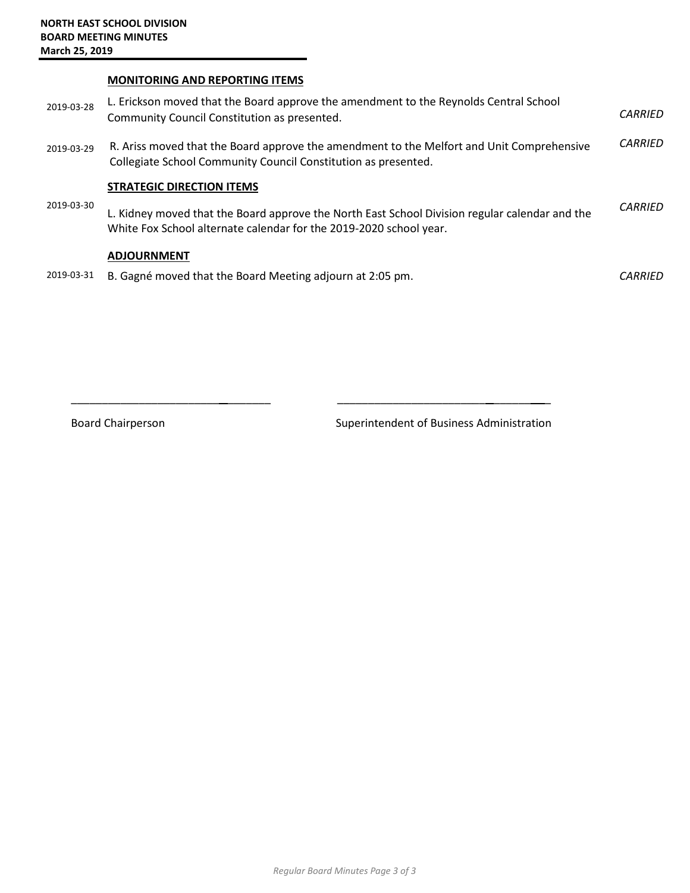### MONITORING AND REPORTING ITEMS

| | | |
|---|---|---|
| 2019-03-28 | L. Erickson moved that the Board approve the amendment to the Reynolds Central School Community Council Constitution as presented. | *CARRIED* |
| 2019-03-29 | R. Ariss moved that the Board approve the amendment to the Melfort and Unit Comprehensive Collegiate School Community Council Constitution as presented. | *CARRIED* |

### STRATEGIC DIRECTION ITEMS

| | | |
|---|---|---|
| 2019-03-30 | L. Kidney moved that the Board approve the North East School Division regular calendar and the White Fox School alternate calendar for the 2019-2020 school year. | *CARRIED* |

### ADJOURNMENT

| | | |
|---|---|---|
| 2019-03-31 | B. Gagné moved that the Board Meeting adjourn at 2:05 pm. | *CARRIED* |

\_\_\_\_\_\_\_\_\_\_\_\_\_\_\_\_\_\_\_\_\_\_\_\_\_\_\_\_\_\_

Board Chairperson

\_\_\_\_\_\_\_\_\_\_\_\_\_\_\_\_\_\_\_\_\_\_\_\_\_\_\_\_\_\_

Superintendent of Business Administration